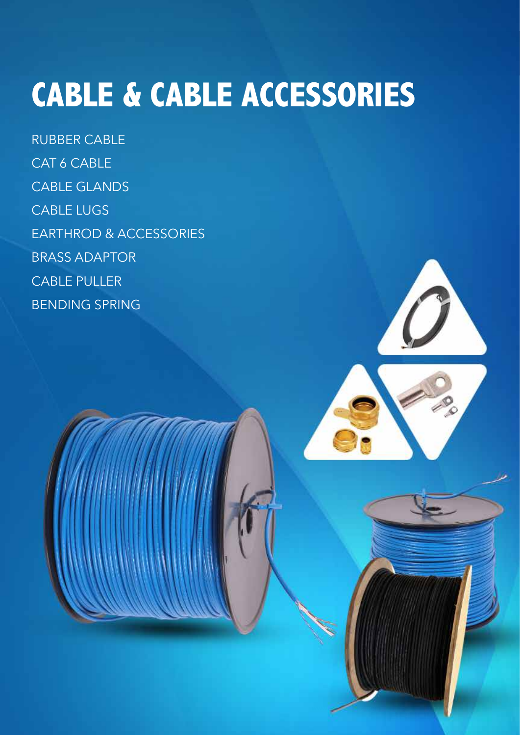# CABLE & CABLE ACCESSORIES

- RUBBER CABLE
- CAT 6 CABLE
- CABLE GLANDS
- CABLE LUGS
- EARTHROD & ACCESSORIES
- BRASS ADAPTOR
- CABLE PULLER
- BENDING SPRING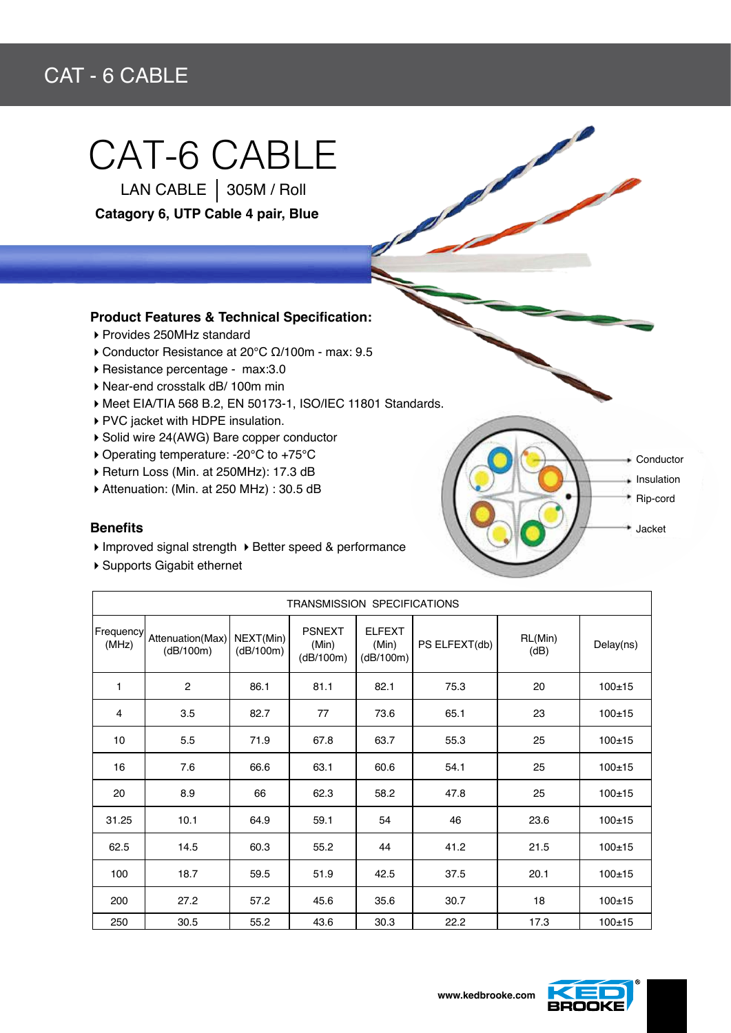# CAT - 6 CABLE

# CAT-6 CABLE

LAN CABLE | 305M / Roll

**Catagory 6, UTP Cable 4 pair, Blue**

### Product Features & Technical Specification:

- Provides 250MHz standard
- Conductor Resistance at 20°C Ω/100m - max: 9.5
- Resistance percentage - max:3.0
- Near-end crosstalk dB/ 100m min
- Meet EIA/TIA 568 B.2, EN 50173-1, ISO/IEC 11801 Standards.
- PVC jacket with HDPE insulation.
- Solid wire 24(AWG) Bare copper conductor
- Operating temperature: -20°C to +75°C
- Return Loss (Min. at 250MHz): 17.3 dB
- Attenuation: (Min. at 250 MHz) : 30.5 dB

Conductor
Insulation
Rip-cord
Jacket

### Benefits

- Improved signal strength
- Better speed & performance
- Supports Gigabit ethernet

TRANSMISSION SPECIFICATIONS

| Frequency (MHz) | Attenuation(Max) (dB/100m) | NEXT(Min) (dB/100m) | PSNEXT (Min) (dB/100m) | ELFEXT (Min) (dB/100m) | PS ELFEXT(db) | RL(Min) (dB) | Delay(ns) |
|---|---|---|---|---|---|---|---|
| 1 | 2 | 86.1 | 81.1 | 82.1 | 75.3 | 20 | 100±15 |
| 4 | 3.5 | 82.7 | 77 | 73.6 | 65.1 | 23 | 100±15 |
| 10 | 5.5 | 71.9 | 67.8 | 63.7 | 55.3 | 25 | 100±15 |
| 16 | 7.6 | 66.6 | 63.1 | 60.6 | 54.1 | 25 | 100±15 |
| 20 | 8.9 | 66 | 62.3 | 58.2 | 47.8 | 25 | 100±15 |
| 31.25 | 10.1 | 64.9 | 59.1 | 54 | 46 | 23.6 | 100±15 |
| 62.5 | 14.5 | 60.3 | 55.2 | 44 | 41.2 | 21.5 | 100±15 |
| 100 | 18.7 | 59.5 | 51.9 | 42.5 | 37.5 | 20.1 | 100±15 |
| 200 | 27.2 | 57.2 | 45.6 | 35.6 | 30.7 | 18 | 100±15 |
| 250 | 30.5 | 55.2 | 43.6 | 30.3 | 22.2 | 17.3 | 100±15 |

www.kedbrooke.com

KED BROOKE®